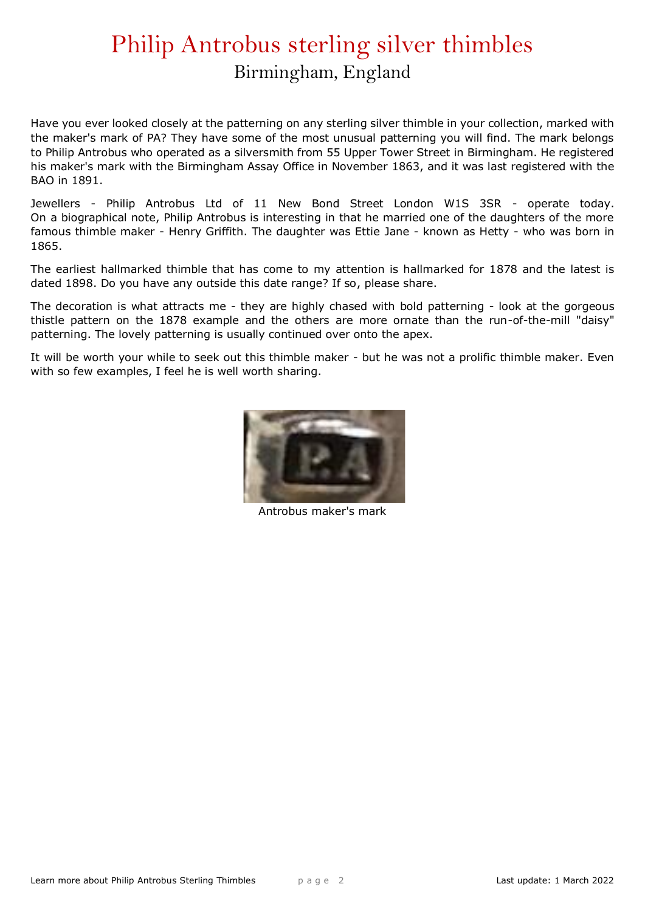# Philip Antrobus sterling silver thimbles

## Birmingham, England

Have you ever looked closely at the patterning on any sterling silver thimble in your collection, marked with the maker's mark of PA? They have some of the most unusual patterning you will find. The mark belongs to Philip Antrobus who operated as a silversmith from 55 Upper Tower Street in Birmingham. He registered his maker's mark with the Birmingham Assay Office in November 1863, and it was last registered with the BAO in 1891.

Jewellers - Philip Antrobus Ltd of 11 New Bond Street London W1S 3SR - operate today. On a biographical note, Philip Antrobus is interesting in that he married one of the daughters of the more famous thimble maker - Henry Griffith. The daughter was Ettie Jane - known as Hetty - who was born in 1865.

The earliest hallmarked thimble that has come to my attention is hallmarked for 1878 and the latest is dated 1898. Do you have any outside this date range? If so, please share.

The decoration is what attracts me - they are highly chased with bold patterning - look at the gorgeous thistle pattern on the 1878 example and the others are more ornate than the run-of-the-mill "daisy" patterning. The lovely patterning is usually continued over onto the apex.

It will be worth your while to seek out this thimble maker - but he was not a prolific thimble maker. Even with so few examples, I feel he is well worth sharing.

Antrobus maker's mark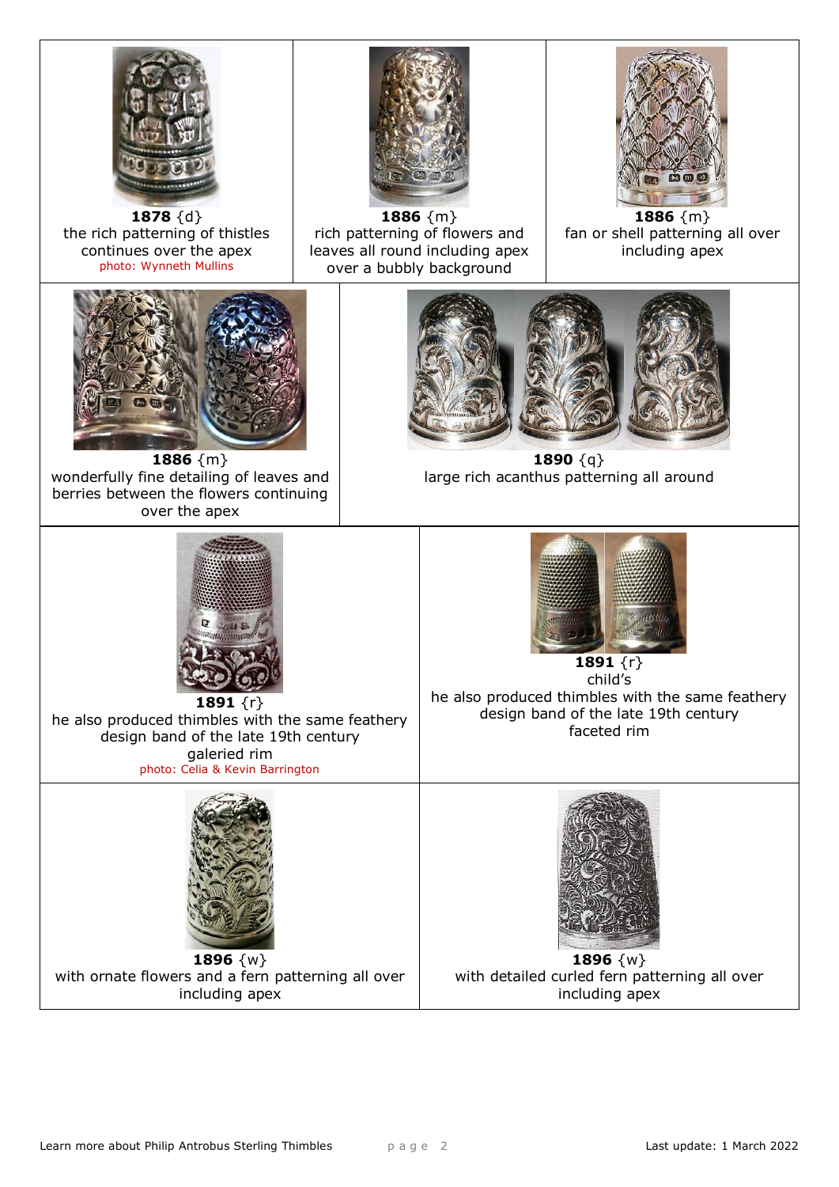**1878** {d}
the rich patterning of thistles continues over the apex
photo: Wynneth Mullins

**1886** {m}
rich patterning of flowers and leaves all round including apex over a bubbly background

**1886** {m}
fan or shell patterning all over including apex

**1886** {m}
wonderfully fine detailing of leaves and berries between the flowers continuing over the apex

**1890** {q}
large rich acanthus patterning all around

**1891** {r}
he also produced thimbles with the same feathery design band of the late 19th century
galleried rim
photo: Celia & Kevin Barrington

**1891** {r}
child's
he also produced thimbles with the same feathery design band of the late 19th century
faceted rim

**1896** {w}
with ornate flowers and a fern patterning all over including apex

**1896** {w}
with detailed curled fern patterning all over including apex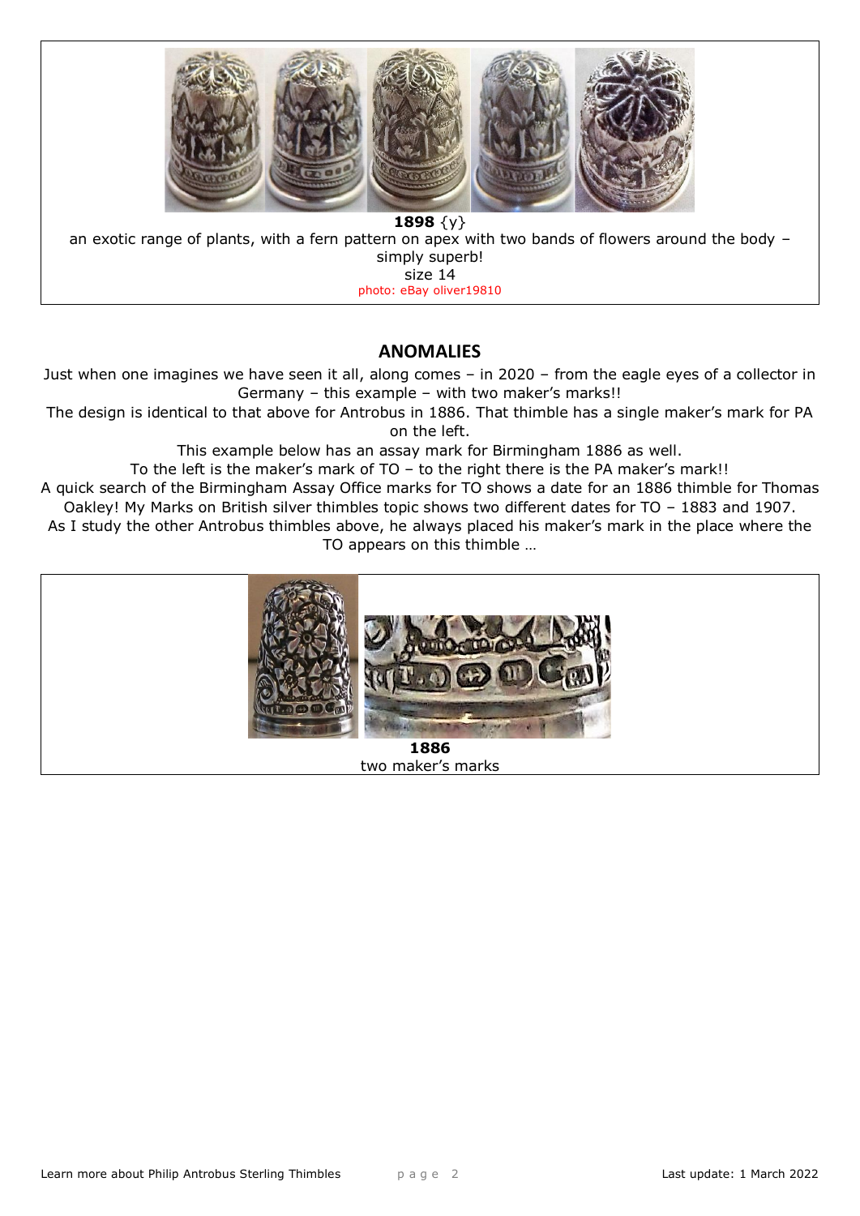**1898** {y}

an exotic range of plants, with a fern pattern on apex with two bands of flowers around the body – simply superb!

size 14

photo: eBay oliver19810

## ANOMALIES

Just when one imagines we have seen it all, along comes – in 2020 – from the eagle eyes of a collector in Germany – this example – with two maker's marks!!

The design is identical to that above for Antrobus in 1886. That thimble has a single maker's mark for PA on the left.

This example below has an assay mark for Birmingham 1886 as well.

To the left is the maker's mark of TO – to the right there is the PA maker's mark!!

A quick search of the Birmingham Assay Office marks for TO shows a date for an 1886 thimble for Thomas Oakley! My Marks on British silver thimbles topic shows two different dates for TO – 1883 and 1907.

As I study the other Antrobus thimbles above, he always placed his maker's mark in the place where the TO appears on this thimble …

**1886**

two maker's marks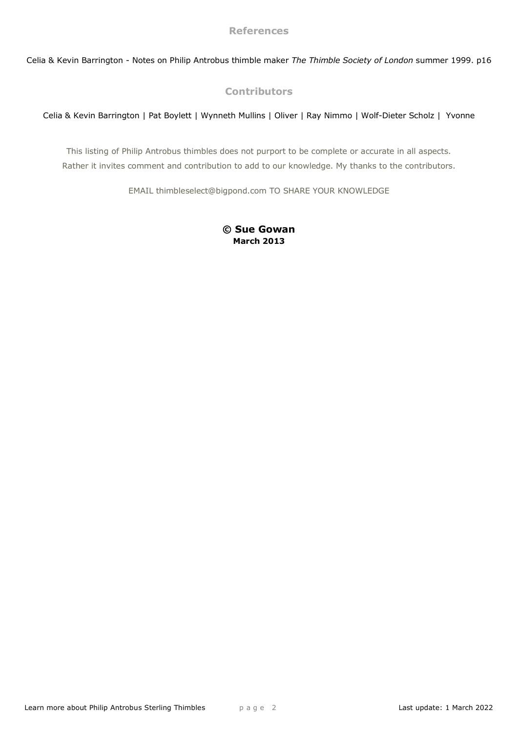## References

Celia & Kevin Barrington - Notes on Philip Antrobus thimble maker *The Thimble Society of London* summer 1999. p16

## Contributors

Celia & Kevin Barrington | Pat Boylett | Wynneth Mullins | Oliver | Ray Nimmo | Wolf-Dieter Scholz | Yvonne

This listing of Philip Antrobus thimbles does not purport to be complete or accurate in all aspects.
Rather it invites comment and contribution to add to our knowledge. My thanks to the contributors.

EMAIL thimbleselect@bigpond.com TO SHARE YOUR KNOWLEDGE

**© Sue Gowan**
**March 2013**